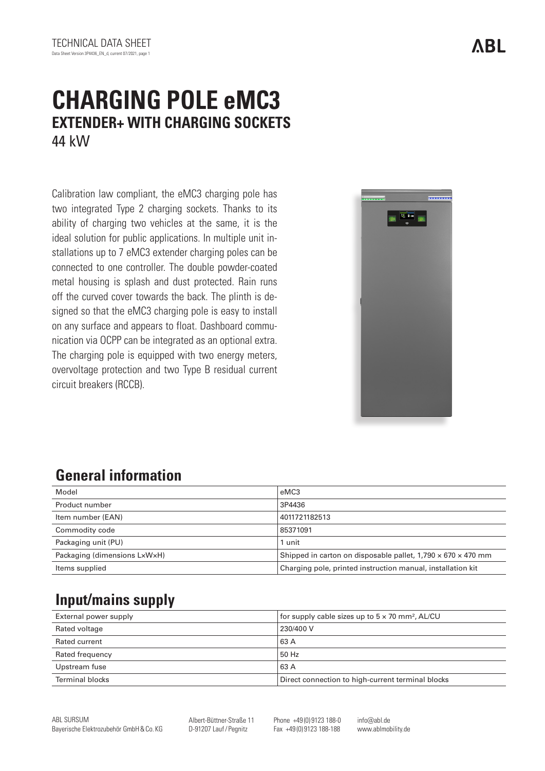TECHNICAL DATA SHEET

Data Sheet Version 3P4436_EN_d, current 07/2021, page 1

# CHARGING POLE eMC3

## EXTENDER+ WITH CHARGING SOCKETS

44 kW

Calibration law compliant, the eMC3 charging pole has two integrated Type 2 charging sockets. Thanks to its ability of charging two vehicles at the same, it is the ideal solution for public applications. In multiple unit installations up to 7 eMC3 extender charging poles can be connected to one controller. The double powder-coated metal housing is splash and dust protected. Rain runs off the curved cover towards the back. The plinth is designed so that the eMC3 charging pole is easy to install on any surface and appears to float. Dashboard communication via OCPP can be integrated as an optional extra. The charging pole is equipped with two energy meters, overvoltage protection and two Type B residual current circuit breakers (RCCB).

## General information

| Model | eMC3 |
| --- | --- |
| Product number | 3P4436 |
| Item number (EAN) | 4011721182513 |
| Commodity code | 85371091 |
| Packaging unit (PU) | 1 unit |
| Packaging (dimensions L×W×H) | Shipped in carton on disposable pallet, 1,790 × 670 × 470 mm |
| Items supplied | Charging pole, printed instruction manual, installation kit |

## Input/mains supply

| External power supply | for supply cable sizes up to 5 × 70 mm², AL/CU |
| --- | --- |
| Rated voltage | 230/400 V |
| Rated current | 63 A |
| Rated frequency | 50 Hz |
| Upstream fuse | 63 A |
| Terminal blocks | Direct connection to high-current terminal blocks |

ABL SURSUM
Bayerische Elektrozubehör GmbH & Co. KG

Albert-Büttner-Straße 11
D-91207 Lauf / Pegnitz

Phone +49 (0) 9123 188-0
Fax +49 (0) 9123 188-188

info@abl.de
www.ablmobility.de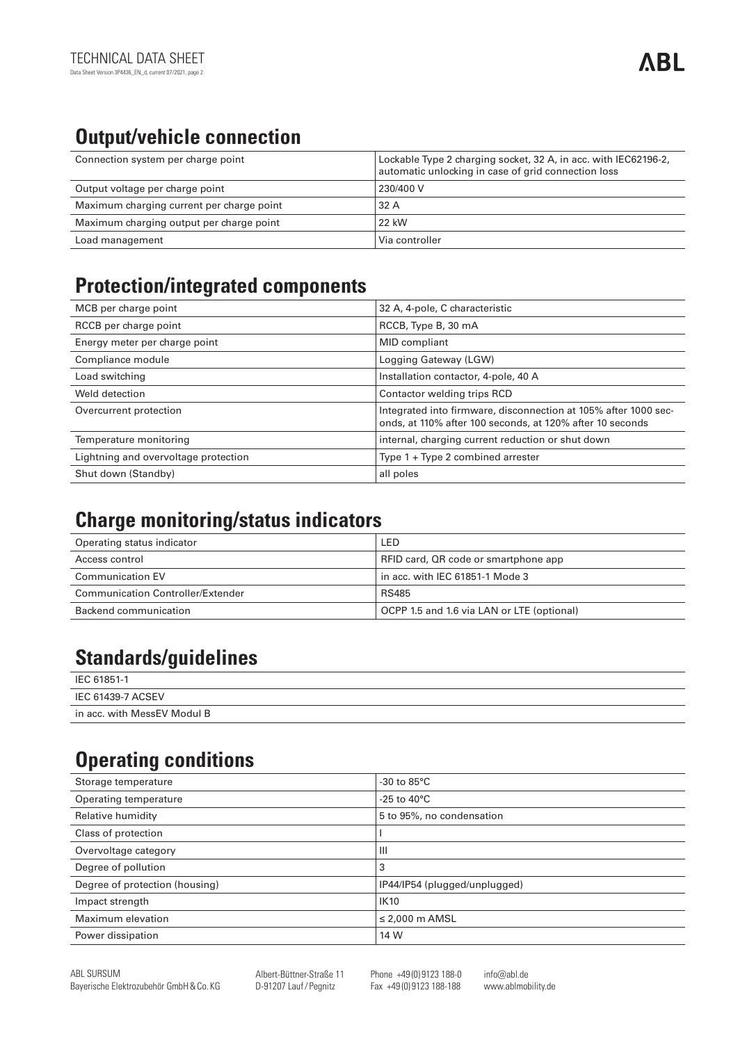## Output/vehicle connection

| | |
|---|---|
| Connection system per charge point | Lockable Type 2 charging socket, 32 A, in acc. with IEC62196-2, automatic unlocking in case of grid connection loss |
| Output voltage per charge point | 230/400 V |
| Maximum charging current per charge point | 32 A |
| Maximum charging output per charge point | 22 kW |
| Load management | Via controller |

## Protection/integrated components

| | |
|---|---|
| MCB per charge point | 32 A, 4-pole, C characteristic |
| RCCB per charge point | RCCB, Type B, 30 mA |
| Energy meter per charge point | MID compliant |
| Compliance module | Logging Gateway (LGW) |
| Load switching | Installation contactor, 4-pole, 40 A |
| Weld detection | Contactor welding trips RCD |
| Overcurrent protection | Integrated into firmware, disconnection at 105% after 1000 seconds, at 110% after 100 seconds, at 120% after 10 seconds |
| Temperature monitoring | internal, charging current reduction or shut down |
| Lightning and overvoltage protection | Type 1 + Type 2 combined arrester |
| Shut down (Standby) | all poles |

## Charge monitoring/status indicators

| | |
|---|---|
| Operating status indicator | LED |
| Access control | RFID card, QR code or smartphone app |
| Communication EV | in acc. with IEC 61851-1 Mode 3 |
| Communication Controller/Extender | RS485 |
| Backend communication | OCPP 1.5 and 1.6 via LAN or LTE (optional) |

## Standards/guidelines

- IEC 61851-1
- IEC 61439-7 ACSEV
- in acc. with MessEV Modul B

## Operating conditions

| | |
|---|---|
| Storage temperature | -30 to 85°C |
| Operating temperature | -25 to 40°C |
| Relative humidity | 5 to 95%, no condensation |
| Class of protection | I |
| Overvoltage category | III |
| Degree of pollution | 3 |
| Degree of protection (housing) | IP44/IP54 (plugged/unplugged) |
| Impact strength | IK10 |
| Maximum elevation | ≤ 2,000 m AMSL |
| Power dissipation | 14 W |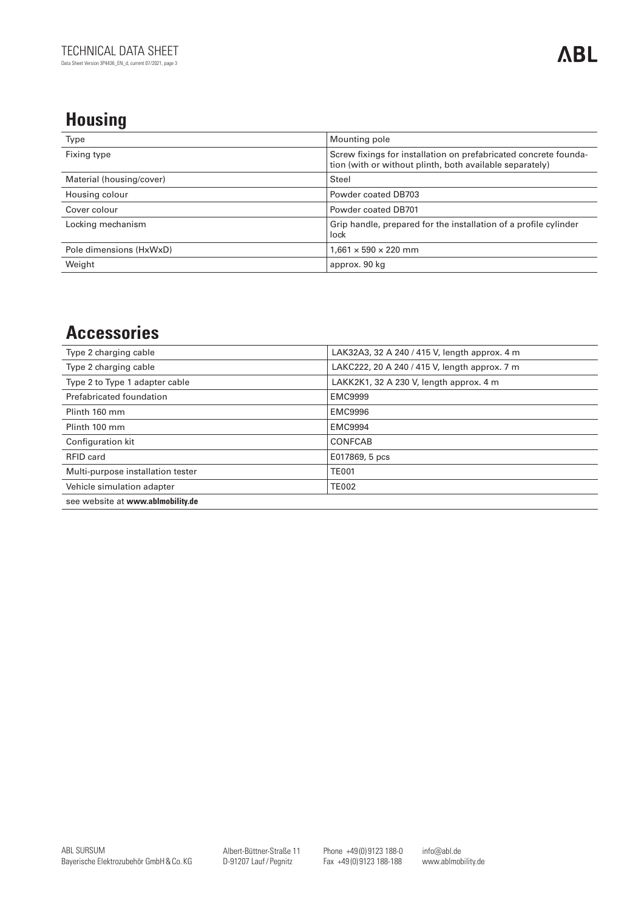## Housing

| Type | Mounting pole |
|---|---|
| Fixing type | Screw fixings for installation on prefabricated concrete foundation (with or without plinth, both available separately) |
| Material (housing/cover) | Steel |
| Housing colour | Powder coated DB703 |
| Cover colour | Powder coated DB701 |
| Locking mechanism | Grip handle, prepared for the installation of a profile cylinder lock |
| Pole dimensions (HxWxD) | 1,661 × 590 × 220 mm |
| Weight | approx. 90 kg |

## Accessories

| Type 2 charging cable | LAK32A3, 32 A 240 / 415 V, length approx. 4 m |
|---|---|
| Type 2 charging cable | LAKC222, 20 A 240 / 415 V, length approx. 7 m |
| Type 2 to Type 1 adapter cable | LAKK2K1, 32 A 230 V, length approx. 4 m |
| Prefabricated foundation | EMC9999 |
| Plinth 160 mm | EMC9996 |
| Plinth 100 mm | EMC9994 |
| Configuration kit | CONFCAB |
| RFID card | E017869, 5 pcs |
| Multi-purpose installation tester | TE001 |
| Vehicle simulation adapter | TE002 |
| see website at **www.ablmobility.de** | |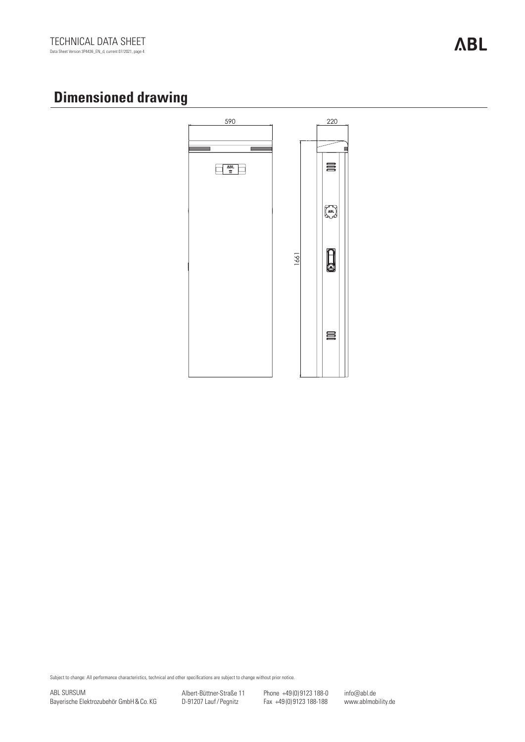## Dimensioned drawing

590

220

1661

Subject to change: All performance characteristics, technical and other specifications are subject to change without prior notice.

ABL SURSUM
Bayerische Elektrozubehör GmbH & Co. KG

Albert-Büttner-Straße 11
D-91207 Lauf / Pegnitz

Phone +49 (0) 9123 188-0
Fax +49 (0) 9123 188-188

info@abl.de
www.ablmobility.de